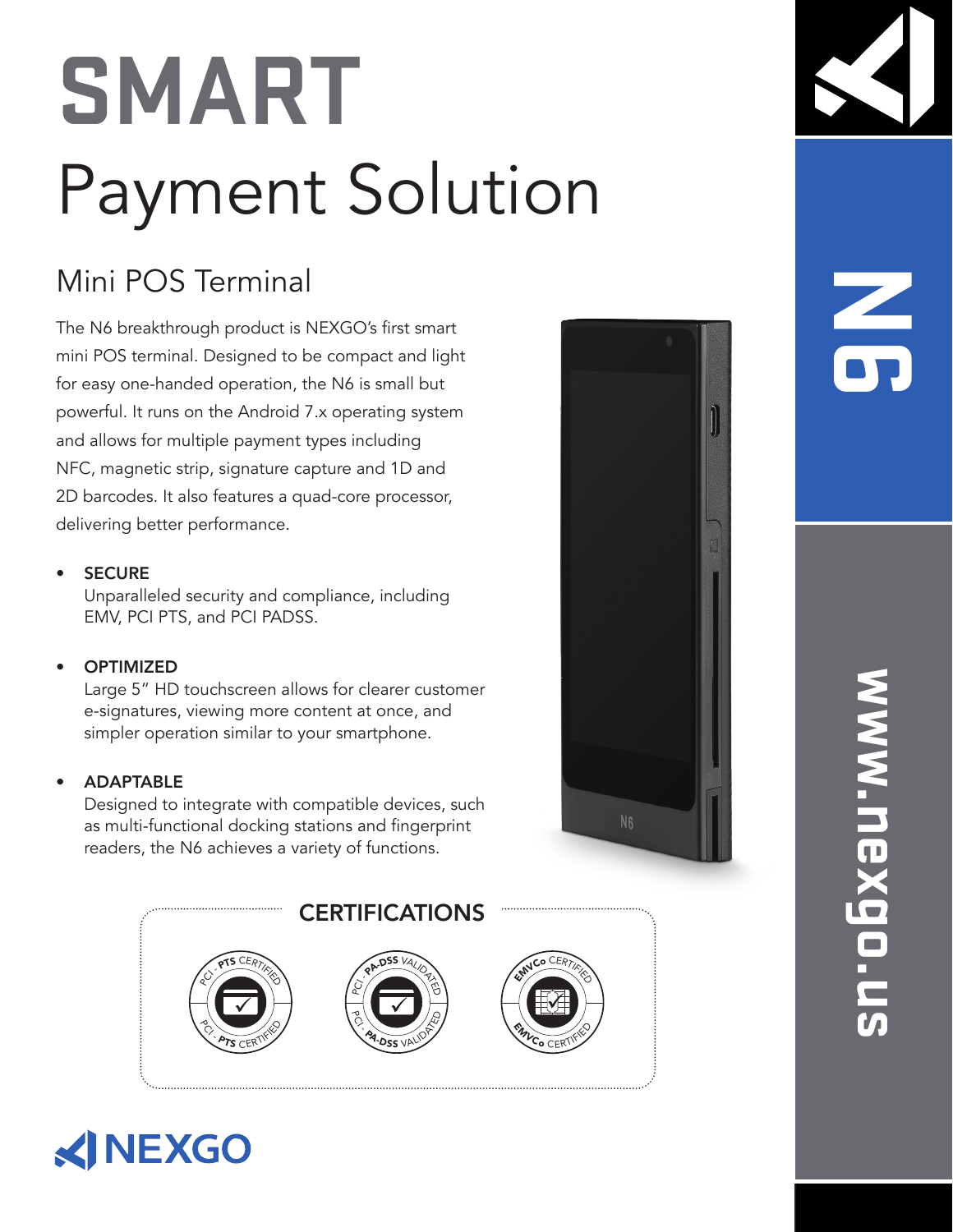# SMART

# Payment Solution

## Mini POS Terminal

The N6 breakthrough product is NEXGO's first smart mini POS terminal. Designed to be compact and light for easy one-handed operation, the N6 is small but powerful. It runs on the Android 7.x operating system and allows for multiple payment types including NFC, magnetic strip, signature capture and 1D and 2D barcodes. It also features a quad-core processor, delivering better performance.

- **SECURE**
  Unparalleled security and compliance, including EMV, PCI PTS, and PCI PADSS.

- **OPTIMIZED**
  Large 5" HD touchscreen allows for clearer customer e-signatures, viewing more content at once, and simpler operation similar to your smartphone.

- **ADAPTABLE**
  Designed to integrate with compatible devices, such as multi-functional docking stations and fingerprint readers, the N6 achieves a variety of functions.

### CERTIFICATIONS

PCI - PTS CERTIFIED

PCI - PA-DSS VALIDATED

EMVCo CERTIFIED

NEXGO

N6

www.nexgo.us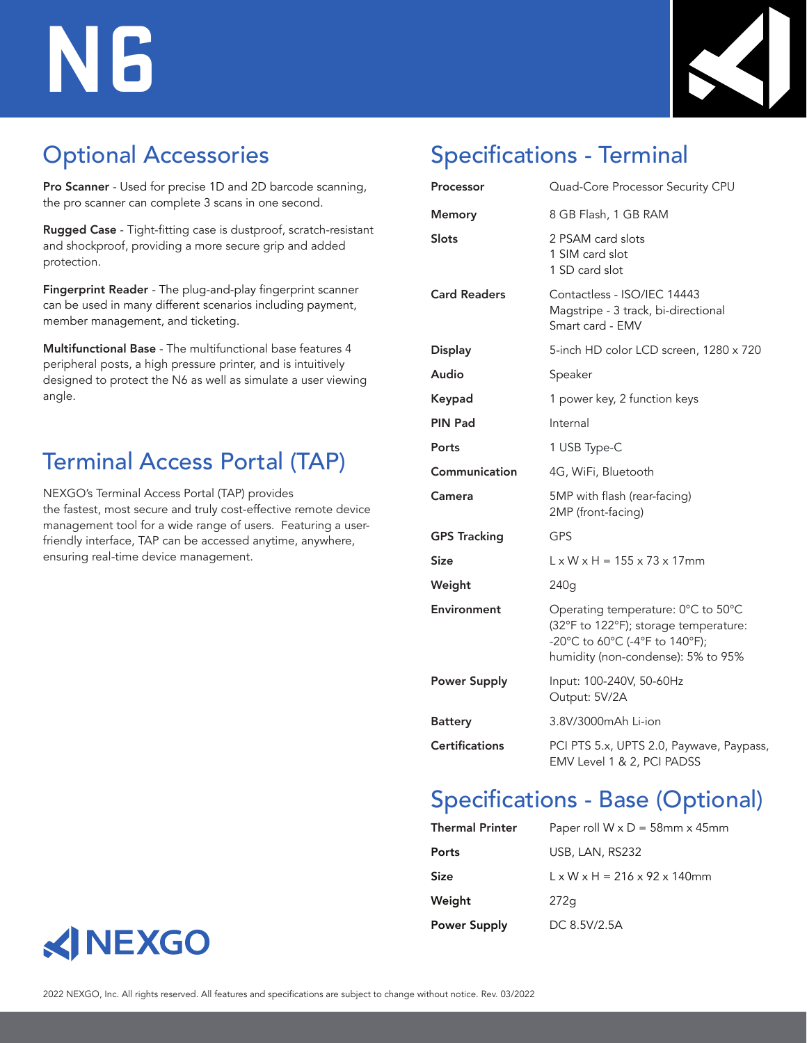# N6

## Optional Accessories

**Pro Scanner** - Used for precise 1D and 2D barcode scanning, the pro scanner can complete 3 scans in one second.

**Rugged Case** - Tight-fitting case is dustproof, scratch-resistant and shockproof, providing a more secure grip and added protection.

**Fingerprint Reader** - The plug-and-play fingerprint scanner can be used in many different scenarios including payment, member management, and ticketing.

**Multifunctional Base** - The multifunctional base features 4 peripheral posts, a high pressure printer, and is intuitively designed to protect the N6 as well as simulate a user viewing angle.

## Terminal Access Portal (TAP)

NEXGO's Terminal Access Portal (TAP) provides the fastest, most secure and truly cost-effective remote device management tool for a wide range of users. Featuring a user-friendly interface, TAP can be accessed anytime, anywhere, ensuring real-time device management.

## Specifications - Terminal

| | |
|---|---|
| **Processor** | Quad-Core Processor Security CPU |
| **Memory** | 8 GB Flash, 1 GB RAM |
| **Slots** | 2 PSAM card slots<br>1 SIM card slot<br>1 SD card slot |
| **Card Readers** | Contactless - ISO/IEC 14443<br>Magstripe - 3 track, bi-directional<br>Smart card - EMV |
| **Display** | 5-inch HD color LCD screen, 1280 x 720 |
| **Audio** | Speaker |
| **Keypad** | 1 power key, 2 function keys |
| **PIN Pad** | Internal |
| **Ports** | 1 USB Type-C |
| **Communication** | 4G, WiFi, Bluetooth |
| **Camera** | 5MP with flash (rear-facing)<br>2MP (front-facing) |
| **GPS Tracking** | GPS |
| **Size** | L x W x H = 155 x 73 x 17mm |
| **Weight** | 240g |
| **Environment** | Operating temperature: 0°C to 50°C (32°F to 122°F); storage temperature: -20°C to 60°C (-4°F to 140°F); humidity (non-condense): 5% to 95% |
| **Power Supply** | Input: 100-240V, 50-60Hz<br>Output: 5V/2A |
| **Battery** | 3.8V/3000mAh Li-ion |
| **Certifications** | PCI PTS 5.x, UPTS 2.0, Paywave, Paypass, EMV Level 1 & 2, PCI PADSS |

## Specifications - Base (Optional)

| | |
|---|---|
| **Thermal Printer** | Paper roll W x D = 58mm x 45mm |
| **Ports** | USB, LAN, RS232 |
| **Size** | L x W x H = 216 x 92 x 140mm |
| **Weight** | 272g |
| **Power Supply** | DC 8.5V/2.5A |

NEXGO

2022 NEXGO, Inc. All rights reserved. All features and specifications are subject to change without notice. Rev. 03/2022